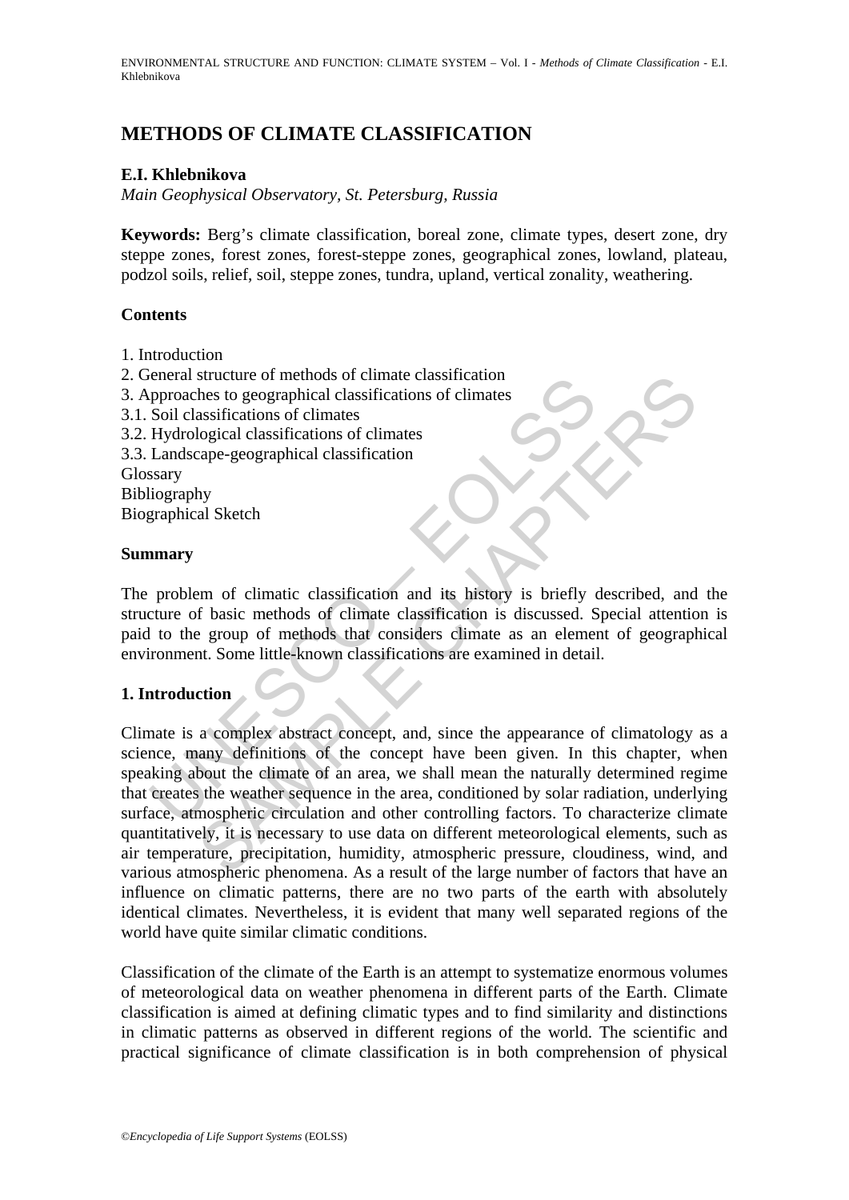# METHODS OF CLIMATE CLASSIFICATION

**E.I. Khlebnikova**

*Main Geophysical Observatory, St. Petersburg, Russia*

**Keywords:** Berg's climate classification, boreal zone, climate types, desert zone, dry steppe zones, forest zones, forest-steppe zones, geographical zones, lowland, plateau, podzol soils, relief, soil, steppe zones, tundra, upland, vertical zonality, weathering.

## Contents

1. Introduction
2. General structure of methods of climate classification
3. Approaches to geographical classifications of climates
3.1. Soil classifications of climates
3.2. Hydrological classifications of climates
3.3. Landscape-geographical classification

Glossary
Bibliography
Biographical Sketch

## Summary

The problem of climatic classification and its history is briefly described, and the structure of basic methods of climate classification is discussed. Special attention is paid to the group of methods that considers climate as an element of geographical environment. Some little-known classifications are examined in detail.

## 1. Introduction

Climate is a complex abstract concept, and, since the appearance of climatology as a science, many definitions of the concept have been given. In this chapter, when speaking about the climate of an area, we shall mean the naturally determined regime that creates the weather sequence in the area, conditioned by solar radiation, underlying surface, atmospheric circulation and other controlling factors. To characterize climate quantitatively, it is necessary to use data on different meteorological elements, such as air temperature, precipitation, humidity, atmospheric pressure, cloudiness, wind, and various atmospheric phenomena. As a result of the large number of factors that have an influence on climatic patterns, there are no two parts of the earth with absolutely identical climates. Nevertheless, it is evident that many well separated regions of the world have quite similar climatic conditions.

Classification of the climate of the Earth is an attempt to systematize enormous volumes of meteorological data on weather phenomena in different parts of the Earth. Climate classification is aimed at defining climatic types and to find similarity and distinctions in climatic patterns as observed in different regions of the world. The scientific and practical significance of climate classification is in both comprehension of physical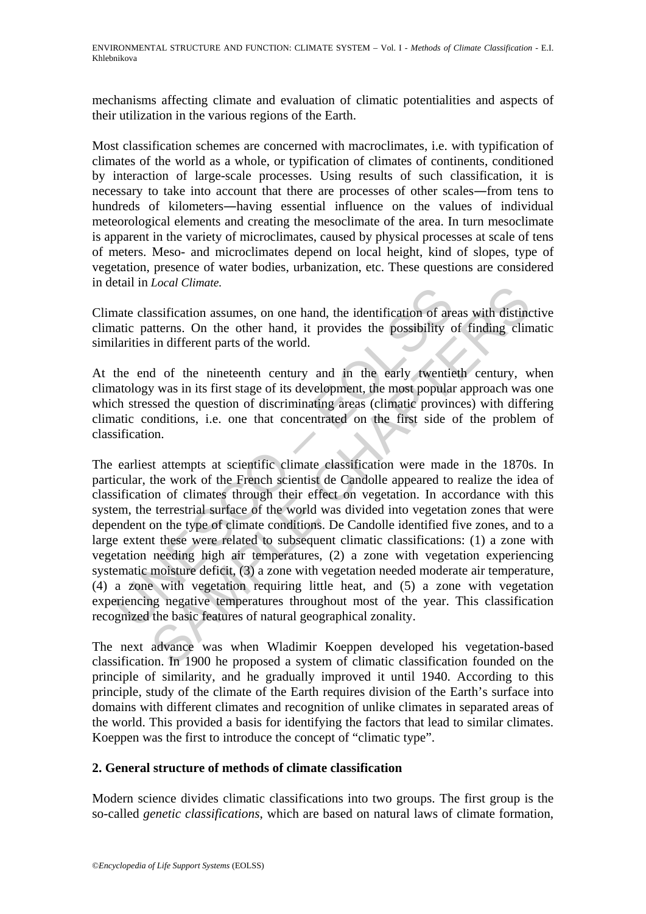mechanisms affecting climate and evaluation of climatic potentialities and aspects of their utilization in the various regions of the Earth.

Most classification schemes are concerned with macroclimates, i.e. with typification of climates of the world as a whole, or typification of climates of continents, conditioned by interaction of large-scale processes. Using results of such classification, it is necessary to take into account that there are processes of other scales—from tens to hundreds of kilometers—having essential influence on the values of individual meteorological elements and creating the mesoclimate of the area. In turn mesoclimate is apparent in the variety of microclimates, caused by physical processes at scale of tens of meters. Meso- and microclimates depend on local height, kind of slopes, type of vegetation, presence of water bodies, urbanization, etc. These questions are considered in detail in *Local Climate.*

Climate classification assumes, on one hand, the identification of areas with distinctive climatic patterns. On the other hand, it provides the possibility of finding climatic similarities in different parts of the world.

At the end of the nineteenth century and in the early twentieth century, when climatology was in its first stage of its development, the most popular approach was one which stressed the question of discriminating areas (climatic provinces) with differing climatic conditions, i.e. one that concentrated on the first side of the problem of classification.

The earliest attempts at scientific climate classification were made in the 1870s. In particular, the work of the French scientist de Candolle appeared to realize the idea of classification of climates through their effect on vegetation. In accordance with this system, the terrestrial surface of the world was divided into vegetation zones that were dependent on the type of climate conditions. De Candolle identified five zones, and to a large extent these were related to subsequent climatic classifications: (1) a zone with vegetation needing high air temperatures, (2) a zone with vegetation experiencing systematic moisture deficit, (3) a zone with vegetation needed moderate air temperature, (4) a zone with vegetation requiring little heat, and (5) a zone with vegetation experiencing negative temperatures throughout most of the year. This classification recognized the basic features of natural geographical zonality.

The next advance was when Wladimir Koeppen developed his vegetation-based classification. In 1900 he proposed a system of climatic classification founded on the principle of similarity, and he gradually improved it until 1940. According to this principle, study of the climate of the Earth requires division of the Earth's surface into domains with different climates and recognition of unlike climates in separated areas of the world. This provided a basis for identifying the factors that lead to similar climates. Koeppen was the first to introduce the concept of "climatic type".

## 2. General structure of methods of climate classification

Modern science divides climatic classifications into two groups. The first group is the so-called *genetic classifications*, which are based on natural laws of climate formation,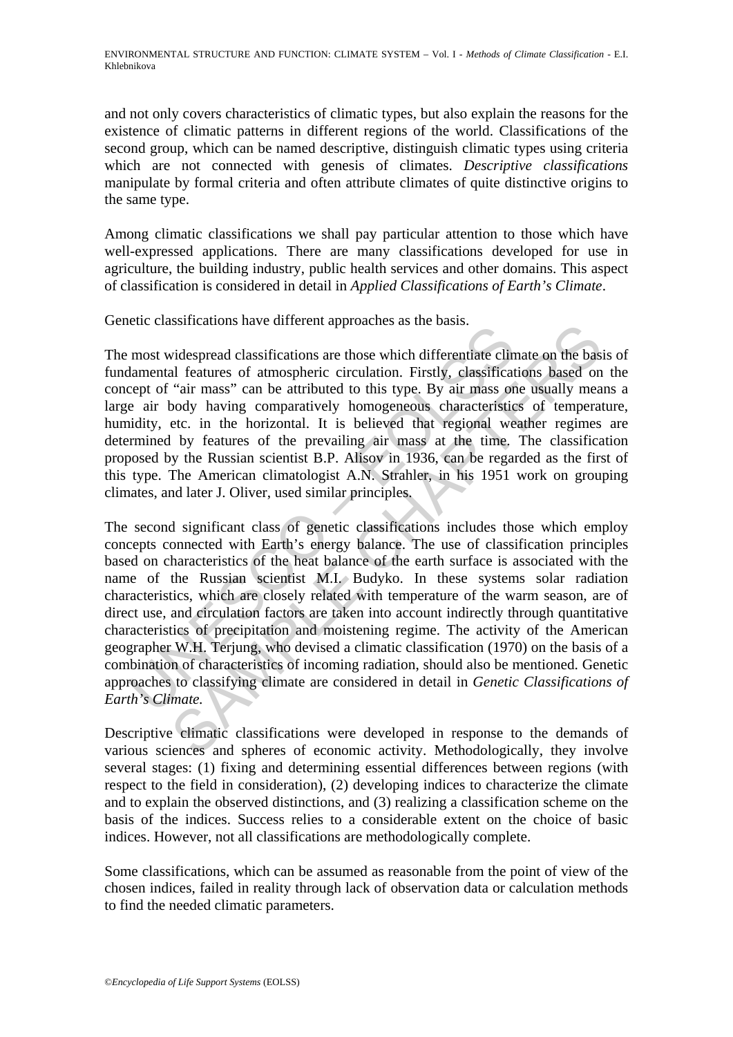and not only covers characteristics of climatic types, but also explain the reasons for the existence of climatic patterns in different regions of the world. Classifications of the second group, which can be named descriptive, distinguish climatic types using criteria which are not connected with genesis of climates. *Descriptive classifications* manipulate by formal criteria and often attribute climates of quite distinctive origins to the same type.

Among climatic classifications we shall pay particular attention to those which have well-expressed applications. There are many classifications developed for use in agriculture, the building industry, public health services and other domains. This aspect of classification is considered in detail in *Applied Classifications of Earth's Climate*.

Genetic classifications have different approaches as the basis.

The most widespread classifications are those which differentiate climate on the basis of fundamental features of atmospheric circulation. Firstly, classifications based on the concept of "air mass" can be attributed to this type. By air mass one usually means a large air body having comparatively homogeneous characteristics of temperature, humidity, etc. in the horizontal. It is believed that regional weather regimes are determined by features of the prevailing air mass at the time. The classification proposed by the Russian scientist B.P. Alisov in 1936, can be regarded as the first of this type. The American climatologist A.N. Strahler, in his 1951 work on grouping climates, and later J. Oliver, used similar principles.

The second significant class of genetic classifications includes those which employ concepts connected with Earth's energy balance. The use of classification principles based on characteristics of the heat balance of the earth surface is associated with the name of the Russian scientist M.I. Budyko. In these systems solar radiation characteristics, which are closely related with temperature of the warm season, are of direct use, and circulation factors are taken into account indirectly through quantitative characteristics of precipitation and moistening regime. The activity of the American geographer W.H. Terjung, who devised a climatic classification (1970) on the basis of a combination of characteristics of incoming radiation, should also be mentioned. Genetic approaches to classifying climate are considered in detail in *Genetic Classifications of Earth's Climate.*

Descriptive climatic classifications were developed in response to the demands of various sciences and spheres of economic activity. Methodologically, they involve several stages: (1) fixing and determining essential differences between regions (with respect to the field in consideration), (2) developing indices to characterize the climate and to explain the observed distinctions, and (3) realizing a classification scheme on the basis of the indices. Success relies to a considerable extent on the choice of basic indices. However, not all classifications are methodologically complete.

Some classifications, which can be assumed as reasonable from the point of view of the chosen indices, failed in reality through lack of observation data or calculation methods to find the needed climatic parameters.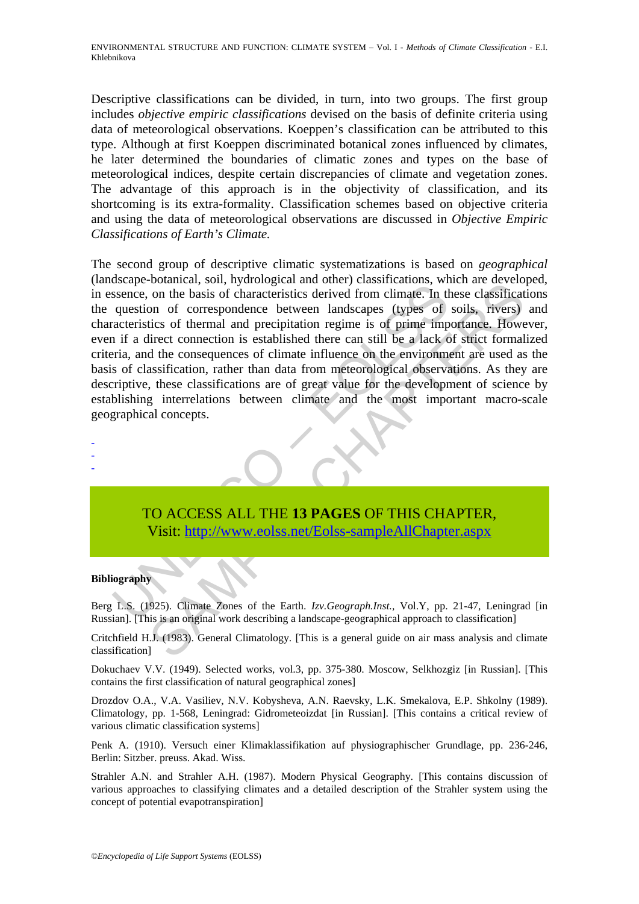Descriptive classifications can be divided, in turn, into two groups. The first group includes *objective empiric classifications* devised on the basis of definite criteria using data of meteorological observations. Koeppen's classification can be attributed to this type. Although at first Koeppen discriminated botanical zones influenced by climates, he later determined the boundaries of climatic zones and types on the base of meteorological indices, despite certain discrepancies of climate and vegetation zones. The advantage of this approach is in the objectivity of classification, and its shortcoming is its extra-formality. Classification schemes based on objective criteria and using the data of meteorological observations are discussed in *Objective Empiric Classifications of Earth's Climate.*

The second group of descriptive climatic systematizations is based on *geographical* (landscape-botanical, soil, hydrological and other) classifications, which are developed, in essence, on the basis of characteristics derived from climate. In these classifications the question of correspondence between landscapes (types of soils, rivers) and characteristics of thermal and precipitation regime is of prime importance. However, even if a direct connection is established there can still be a lack of strict formalized criteria, and the consequences of climate influence on the environment are used as the basis of classification, rather than data from meteorological observations. As they are descriptive, these classifications are of great value for the development of science by establishing interrelations between climate and the most important macro-scale geographical concepts.

-
-
-

TO ACCESS ALL THE **13 PAGES** OF THIS CHAPTER,
Visit: http://www.eolss.net/Eolss-sampleAllChapter.aspx

**Bibliography**

Berg L.S. (1925). Climate Zones of the Earth. *Izv.Geograph.Inst.,* Vol.Y, pp. 21-47, Leningrad [in Russian]. [This is an original work describing a landscape-geographical approach to classification]

Critchfield H.J. (1983). General Climatology. [This is a general guide on air mass analysis and climate classification]

Dokuchaev V.V. (1949). Selected works, vol.3, pp. 375-380. Moscow, Selkhozgiz [in Russian]. [This contains the first classification of natural geographical zones]

Drozdov O.A., V.A. Vasiliev, N.V. Kobysheva, A.N. Raevsky, L.K. Smekalova, E.P. Shkolny (1989). Climatology, pp. 1-568, Leningrad: Gidrometeoizdat [in Russian]. [This contains a critical review of various climatic classification systems]

Penk A. (1910). Versuch einer Klimaklassifikation auf physiographischer Grundlage, pp. 236-246, Berlin: Sitzber. preuss. Akad. Wiss.

Strahler A.N. and Strahler A.H. (1987). Modern Physical Geography. [This contains discussion of various approaches to classifying climates and a detailed description of the Strahler system using the concept of potential evapotranspiration]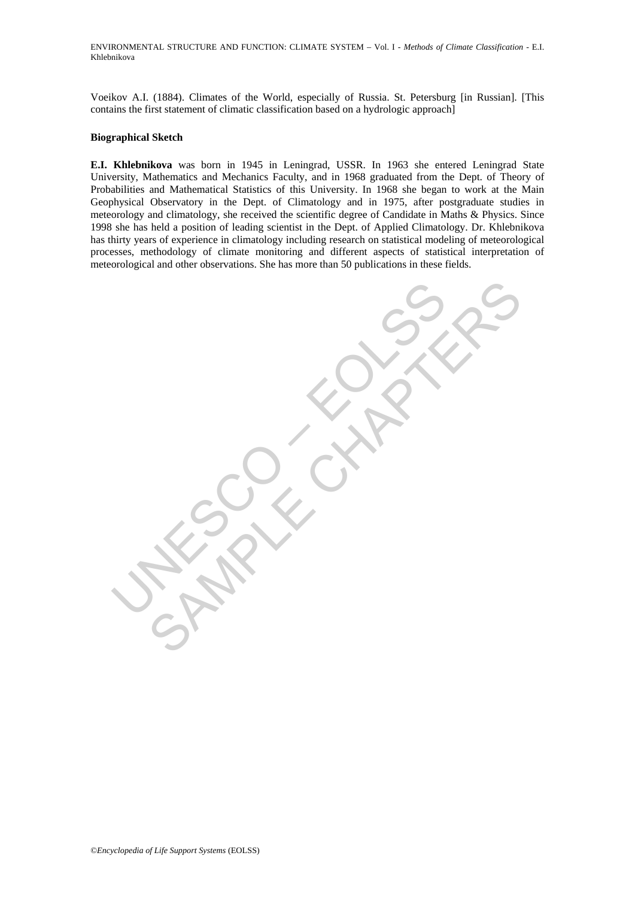Voeikov A.I. (1884). Climates of the World, especially of Russia. St. Petersburg [in Russian]. [This contains the first statement of climatic classification based on a hydrologic approach]

**Biographical Sketch**

**E.I. Khlebnikova** was born in 1945 in Leningrad, USSR. In 1963 she entered Leningrad State University, Mathematics and Mechanics Faculty, and in 1968 graduated from the Dept. of Theory of Probabilities and Mathematical Statistics of this University. In 1968 she began to work at the Main Geophysical Observatory in the Dept. of Climatology and in 1975, after postgraduate studies in meteorology and climatology, she received the scientific degree of Candidate in Maths & Physics. Since 1998 she has held a position of leading scientist in the Dept. of Applied Climatology. Dr. Khlebnikova has thirty years of experience in climatology including research on statistical modeling of meteorological processes, methodology of climate monitoring and different aspects of statistical interpretation of meteorological and other observations. She has more than 50 publications in these fields.